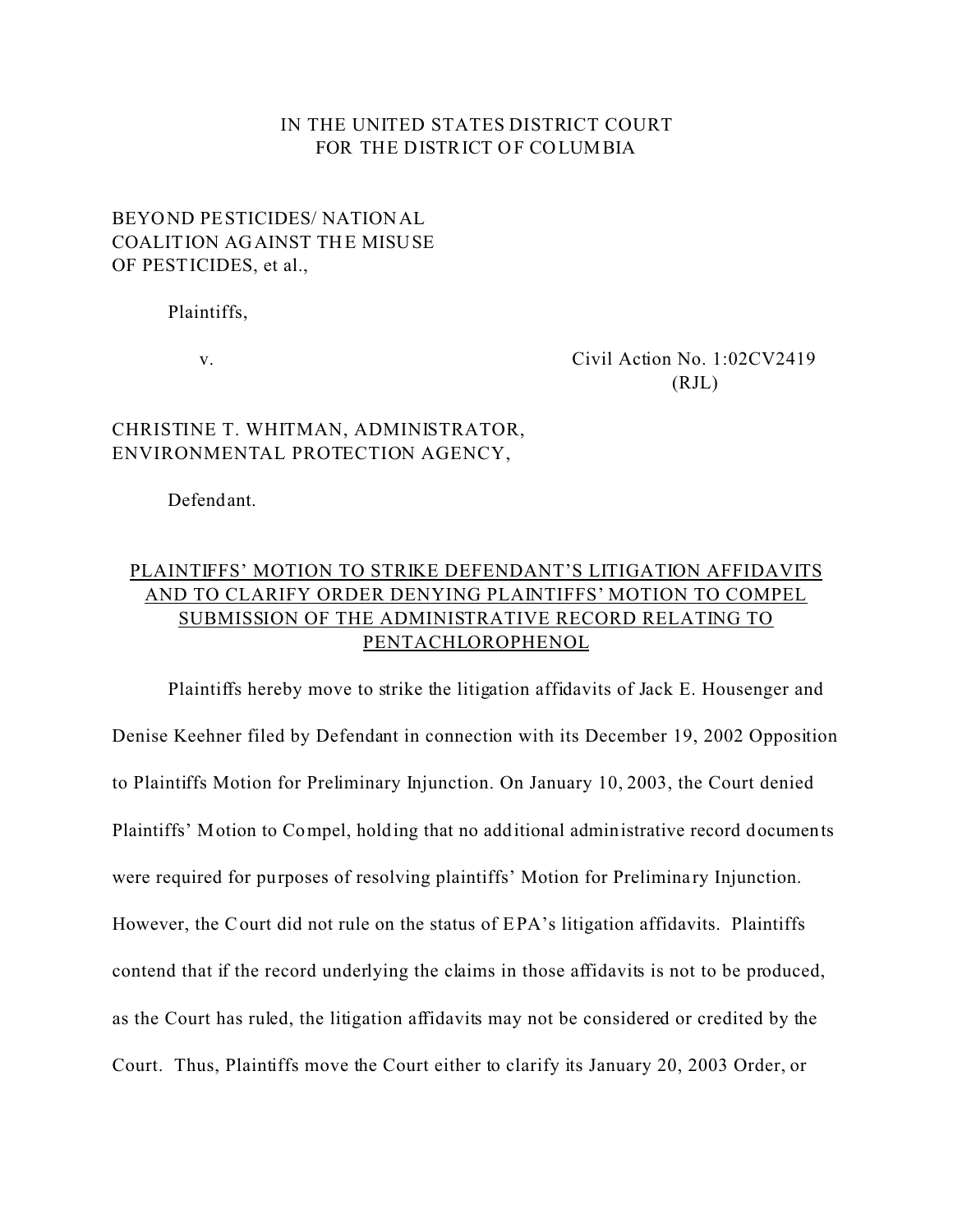IN THE UNITED STATES DISTRICT COURT
FOR THE DISTRICT OF COLUMBIA

BEYOND PESTICIDES/ NATIONAL
COALITION AGAINST THE MISUSE
OF PESTICIDES, et al.,

Plaintiffs,

v. Civil Action No. 1:02CV2419
(RJL)

CHRISTINE T. WHITMAN, ADMINISTRATOR,
ENVIRONMENTAL PROTECTION AGENCY,

Defendant.

## PLAINTIFFS' MOTION TO STRIKE DEFENDANT'S LITIGATION AFFIDAVITS AND TO CLARIFY ORDER DENYING PLAINTIFFS' MOTION TO COMPEL SUBMISSION OF THE ADMINISTRATIVE RECORD RELATING TO PENTACHLOROPHENOL

Plaintiffs hereby move to strike the litigation affidavits of Jack E. Housenger and Denise Keehner filed by Defendant in connection with its December 19, 2002 Opposition to Plaintiffs Motion for Preliminary Injunction. On January 10, 2003, the Court denied Plaintiffs' Motion to Compel, holding that no additional administrative record documents were required for purposes of resolving plaintiffs' Motion for Preliminary Injunction. However, the Court did not rule on the status of EPA's litigation affidavits. Plaintiffs contend that if the record underlying the claims in those affidavits is not to be produced, as the Court has ruled, the litigation affidavits may not be considered or credited by the Court. Thus, Plaintiffs move the Court either to clarify its January 20, 2003 Order, or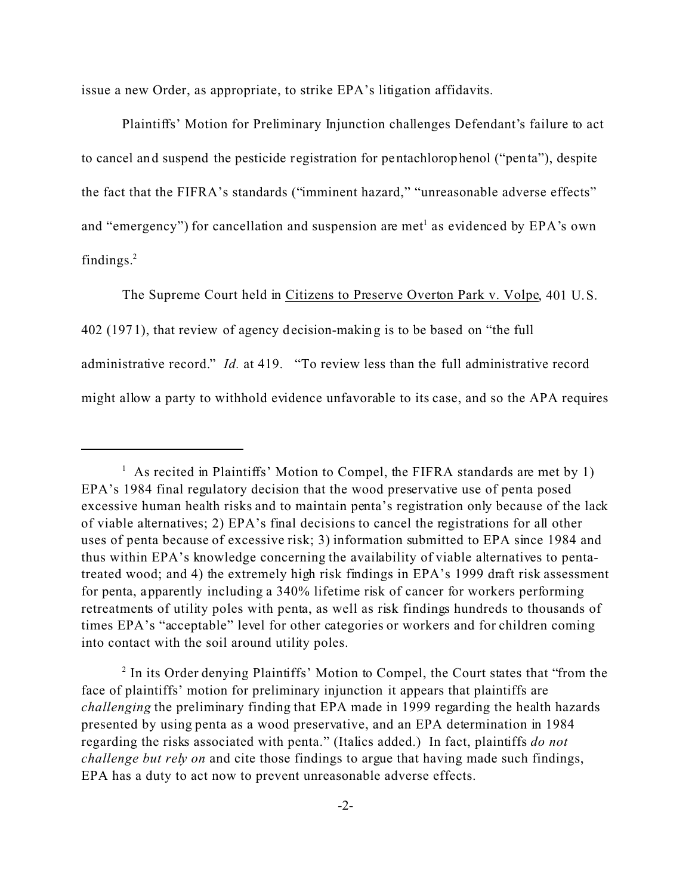issue a new Order, as appropriate, to strike EPA's litigation affidavits.

Plaintiffs' Motion for Preliminary Injunction challenges Defendant's failure to act to cancel and suspend the pesticide registration for pentachlorophenol ("penta"), despite the fact that the FIFRA's standards ("imminent hazard," "unreasonable adverse effects" and "emergency") for cancellation and suspension are met[1] as evidenced by EPA's own findings.[2]

The Supreme Court held in Citizens to Preserve Overton Park v. Volpe, 401 U.S. 402 (1971), that review of agency decision-making is to be based on "the full administrative record." *Id.* at 419. "To review less than the full administrative record might allow a party to withhold evidence unfavorable to its case, and so the APA requires

---

[1] As recited in Plaintiffs' Motion to Compel, the FIFRA standards are met by 1) EPA's 1984 final regulatory decision that the wood preservative use of penta posed excessive human health risks and to maintain penta's registration only because of the lack of viable alternatives; 2) EPA's final decisions to cancel the registrations for all other uses of penta because of excessive risk; 3) information submitted to EPA since 1984 and thus within EPA's knowledge concerning the availability of viable alternatives to penta-treated wood; and 4) the extremely high risk findings in EPA's 1999 draft risk assessment for penta, apparently including a 340% lifetime risk of cancer for workers performing retreatments of utility poles with penta, as well as risk findings hundreds to thousands of times EPA's "acceptable" level for other categories or workers and for children coming into contact with the soil around utility poles.

[2] In its Order denying Plaintiffs' Motion to Compel, the Court states that "from the face of plaintiffs' motion for preliminary injunction it appears that plaintiffs are *challenging* the preliminary finding that EPA made in 1999 regarding the health hazards presented by using penta as a wood preservative, and an EPA determination in 1984 regarding the risks associated with penta." (Italics added.) In fact, plaintiffs *do not challenge but rely on* and cite those findings to argue that having made such findings, EPA has a duty to act now to prevent unreasonable adverse effects.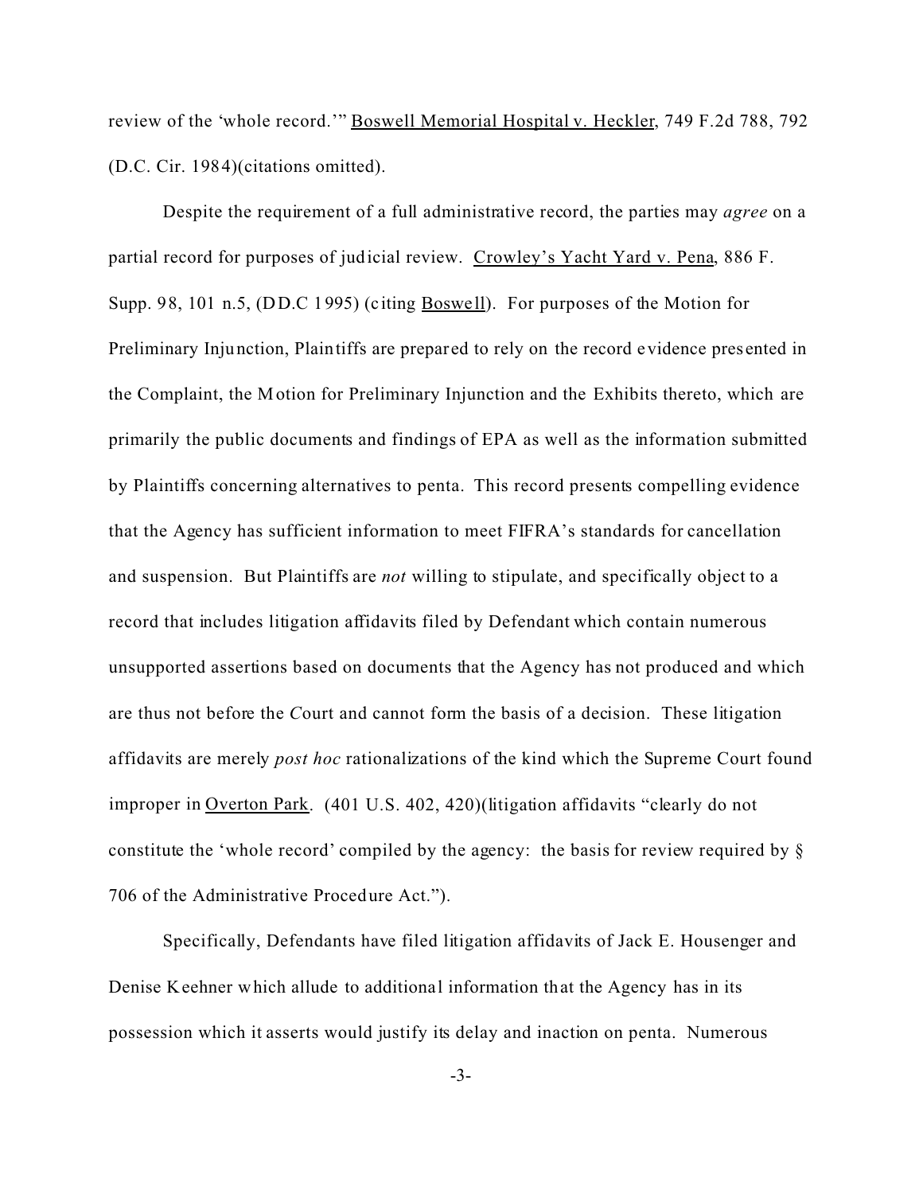review of the 'whole record.'" Boswell Memorial Hospital v. Heckler, 749 F.2d 788, 792 (D.C. Cir. 1984)(citations omitted).

Despite the requirement of a full administrative record, the parties may *agree* on a partial record for purposes of judicial review. Crowley's Yacht Yard v. Pena, 886 F. Supp. 98, 101 n.5, (DD.C 1995) (citing Boswell). For purposes of the Motion for Preliminary Injunction, Plaintiffs are prepared to rely on the record evidence presented in the Complaint, the Motion for Preliminary Injunction and the Exhibits thereto, which are primarily the public documents and findings of EPA as well as the information submitted by Plaintiffs concerning alternatives to penta. This record presents compelling evidence that the Agency has sufficient information to meet FIFRA's standards for cancellation and suspension. But Plaintiffs are *not* willing to stipulate, and specifically object to a record that includes litigation affidavits filed by Defendant which contain numerous unsupported assertions based on documents that the Agency has not produced and which are thus not before the Court and cannot form the basis of a decision. These litigation affidavits are merely *post hoc* rationalizations of the kind which the Supreme Court found improper in Overton Park. (401 U.S. 402, 420)(litigation affidavits "clearly do not constitute the 'whole record' compiled by the agency: the basis for review required by § 706 of the Administrative Procedure Act.").

Specifically, Defendants have filed litigation affidavits of Jack E. Housenger and Denise Keehner which allude to additional information that the Agency has in its possession which it asserts would justify its delay and inaction on penta. Numerous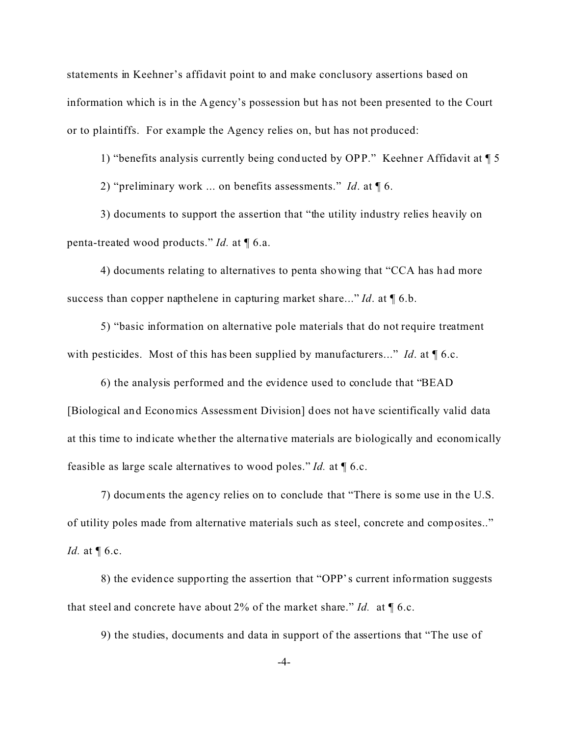statements in Keehner's affidavit point to and make conclusory assertions based on information which is in the Agency's possession but has not been presented to the Court or to plaintiffs. For example the Agency relies on, but has not produced:

1) "benefits analysis currently being conducted by OPP." Keehner Affidavit at ¶ 5

2) "preliminary work ... on benefits assessments." *Id*. at ¶ 6.

3) documents to support the assertion that "the utility industry relies heavily on penta-treated wood products." *Id.* at ¶ 6.a.

4) documents relating to alternatives to penta showing that "CCA has had more success than copper napthelene in capturing market share..." *Id*. at ¶ 6.b.

5) "basic information on alternative pole materials that do not require treatment with pesticides. Most of this has been supplied by manufacturers..." *Id*. at ¶ 6.c.

6) the analysis performed and the evidence used to conclude that "BEAD [Biological and Economics Assessment Division] does not have scientifically valid data at this time to indicate whether the alternative materials are biologically and economically feasible as large scale alternatives to wood poles." *Id.* at ¶ 6.c.

7) documents the agency relies on to conclude that "There is some use in the U.S. of utility poles made from alternative materials such as steel, concrete and composites.." *Id.* at ¶ 6.c.

8) the evidence supporting the assertion that "OPP's current information suggests that steel and concrete have about 2% of the market share." *Id.* at ¶ 6.c.

9) the studies, documents and data in support of the assertions that "The use of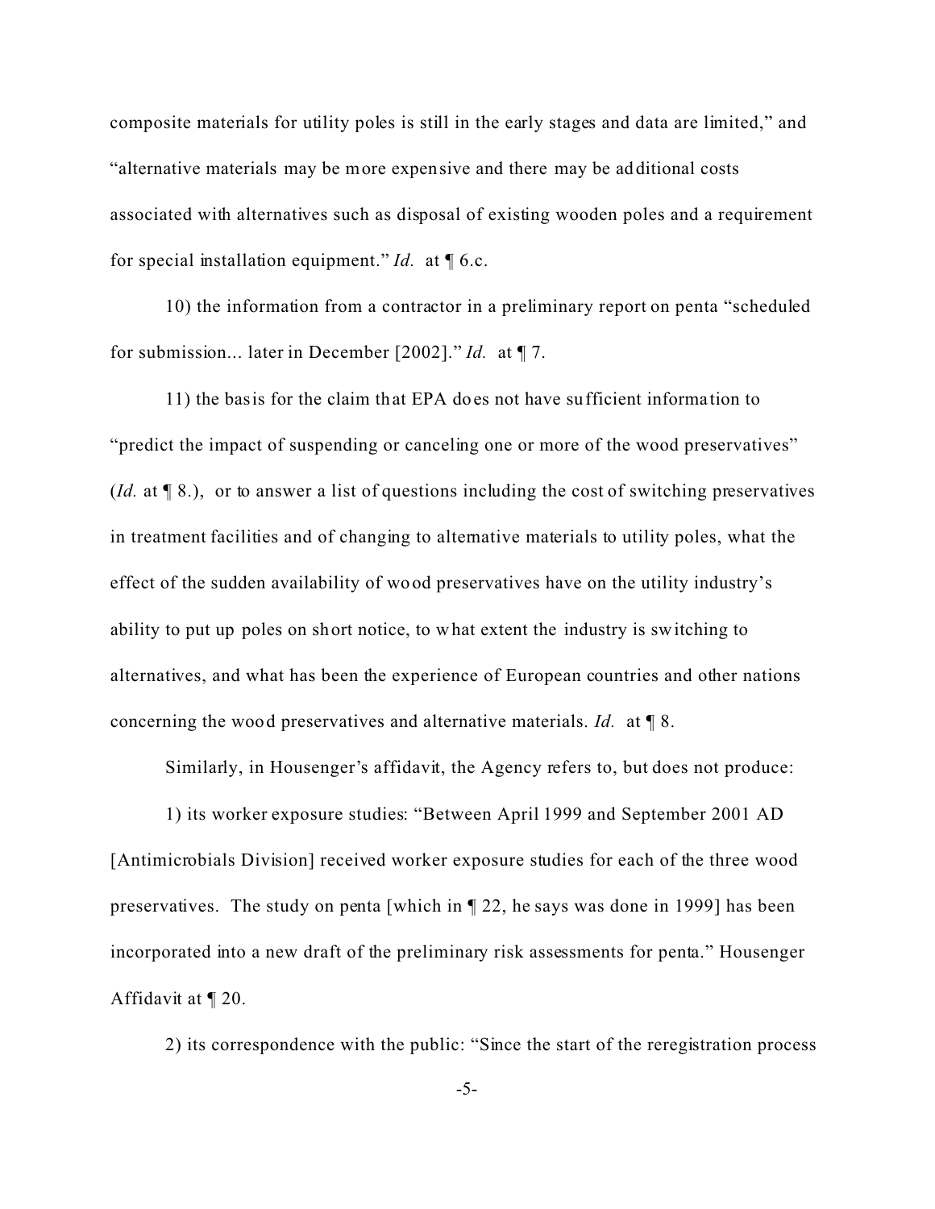composite materials for utility poles is still in the early stages and data are limited," and "alternative materials may be more expensive and there may be additional costs associated with alternatives such as disposal of existing wooden poles and a requirement for special installation equipment." *Id.* at ¶ 6.c.

10) the information from a contractor in a preliminary report on penta "scheduled for submission... later in December [2002]." *Id.* at ¶ 7.

11) the basis for the claim that EPA does not have sufficient information to "predict the impact of suspending or canceling one or more of the wood preservatives" (*Id.* at ¶ 8.), or to answer a list of questions including the cost of switching preservatives in treatment facilities and of changing to alternative materials to utility poles, what the effect of the sudden availability of wood preservatives have on the utility industry's ability to put up poles on short notice, to what extent the industry is switching to alternatives, and what has been the experience of European countries and other nations concerning the wood preservatives and alternative materials. *Id.* at ¶ 8.

Similarly, in Housenger's affidavit, the Agency refers to, but does not produce:

1) its worker exposure studies: "Between April 1999 and September 2001 AD [Antimicrobials Division] received worker exposure studies for each of the three wood preservatives. The study on penta [which in ¶ 22, he says was done in 1999] has been incorporated into a new draft of the preliminary risk assessments for penta." Housenger Affidavit at ¶ 20.

2) its correspondence with the public: "Since the start of the reregistration process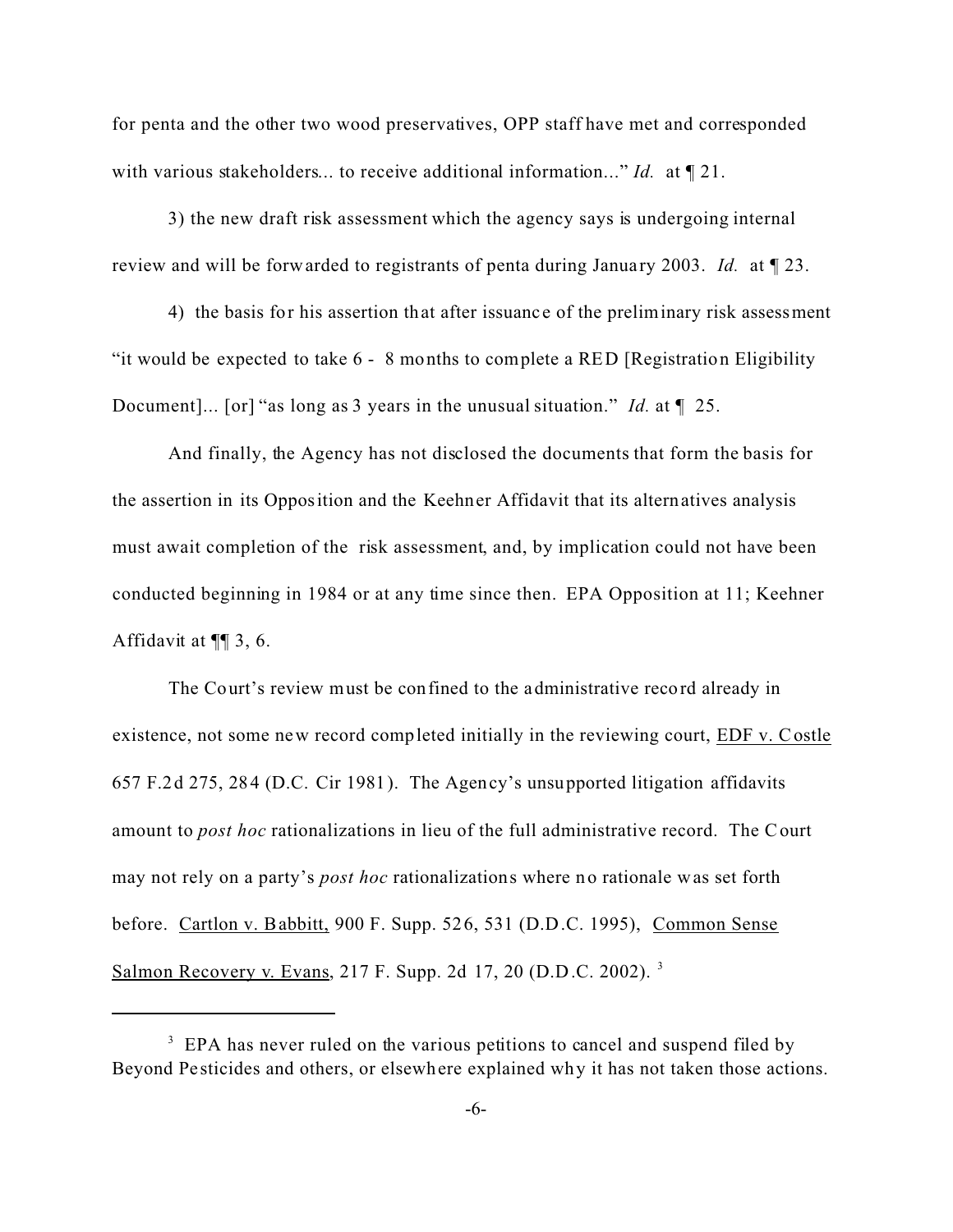for penta and the other two wood preservatives, OPP staff have met and corresponded with various stakeholders... to receive additional information..." *Id.* at ¶ 21.

3) the new draft risk assessment which the agency says is undergoing internal review and will be forwarded to registrants of penta during January 2003. *Id.* at ¶ 23.

4) the basis for his assertion that after issuance of the preliminary risk assessment "it would be expected to take 6 - 8 months to complete a RED [Registration Eligibility Document]... [or] "as long as 3 years in the unusual situation." *Id.* at ¶ 25.

And finally, the Agency has not disclosed the documents that form the basis for the assertion in its Opposition and the Keehner Affidavit that its alternatives analysis must await completion of the risk assessment, and, by implication could not have been conducted beginning in 1984 or at any time since then. EPA Opposition at 11; Keehner Affidavit at ¶¶ 3, 6.

The Court's review must be confined to the administrative record already in existence, not some new record completed initially in the reviewing court, EDF v. Costle 657 F.2d 275, 284 (D.C. Cir 1981). The Agency's unsupported litigation affidavits amount to *post hoc* rationalizations in lieu of the full administrative record. The Court may not rely on a party's *post hoc* rationalizations where no rationale was set forth before. Cartlon v. Babbitt, 900 F. Supp. 526, 531 (D.D.C. 1995), Common Sense Salmon Recovery v. Evans, 217 F. Supp. 2d 17, 20 (D.D.C. 2002). [3]

---

[3] EPA has never ruled on the various petitions to cancel and suspend filed by Beyond Pesticides and others, or elsewhere explained why it has not taken those actions.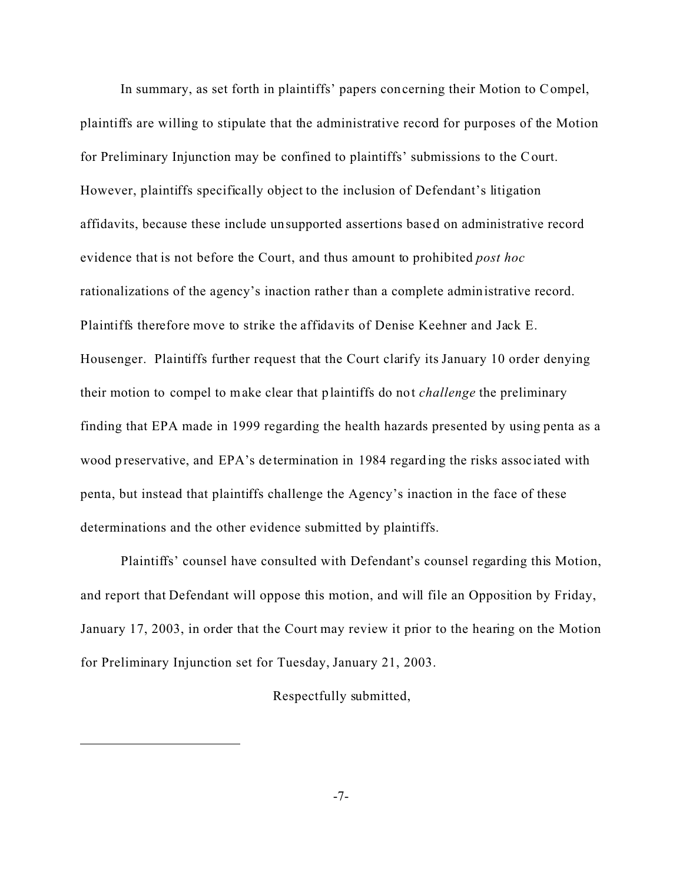In summary, as set forth in plaintiffs' papers concerning their Motion to Compel, plaintiffs are willing to stipulate that the administrative record for purposes of the Motion for Preliminary Injunction may be confined to plaintiffs' submissions to the Court. However, plaintiffs specifically object to the inclusion of Defendant's litigation affidavits, because these include unsupported assertions based on administrative record evidence that is not before the Court, and thus amount to prohibited *post hoc* rationalizations of the agency's inaction rather than a complete administrative record. Plaintiffs therefore move to strike the affidavits of Denise Keehner and Jack E. Housenger. Plaintiffs further request that the Court clarify its January 10 order denying their motion to compel to make clear that plaintiffs do not *challenge* the preliminary finding that EPA made in 1999 regarding the health hazards presented by using penta as a wood preservative, and EPA's determination in 1984 regarding the risks associated with penta, but instead that plaintiffs challenge the Agency's inaction in the face of these determinations and the other evidence submitted by plaintiffs.

Plaintiffs' counsel have consulted with Defendant's counsel regarding this Motion, and report that Defendant will oppose this motion, and will file an Opposition by Friday, January 17, 2003, in order that the Court may review it prior to the hearing on the Motion for Preliminary Injunction set for Tuesday, January 21, 2003.

Respectfully submitted,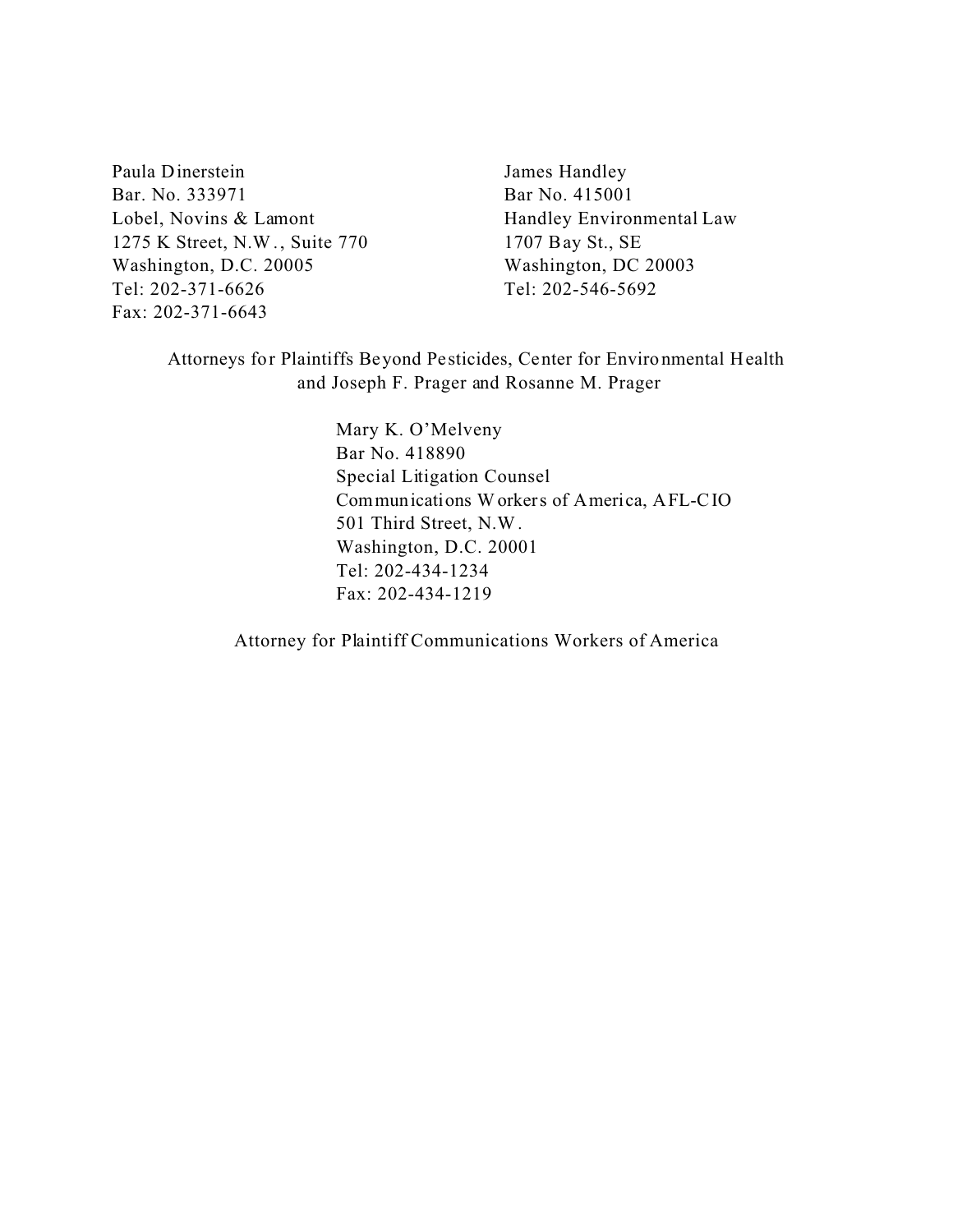Paula Dinerstein
Bar. No. 333971
Lobel, Novins & Lamont
1275 K Street, N.W., Suite 770
Washington, D.C. 20005
Tel: 202-371-6626
Fax: 202-371-6643

James Handley
Bar No. 415001
Handley Environmental Law
1707 Bay St., SE
Washington, DC 20003
Tel: 202-546-5692

Attorneys for Plaintiffs Beyond Pesticides, Center for Environmental Health and Joseph F. Prager and Rosanne M. Prager

Mary K. O'Melveny
Bar No. 418890
Special Litigation Counsel
Communications Workers of America, AFL-CIO
501 Third Street, N.W.
Washington, D.C. 20001
Tel: 202-434-1234
Fax: 202-434-1219

Attorney for Plaintiff Communications Workers of America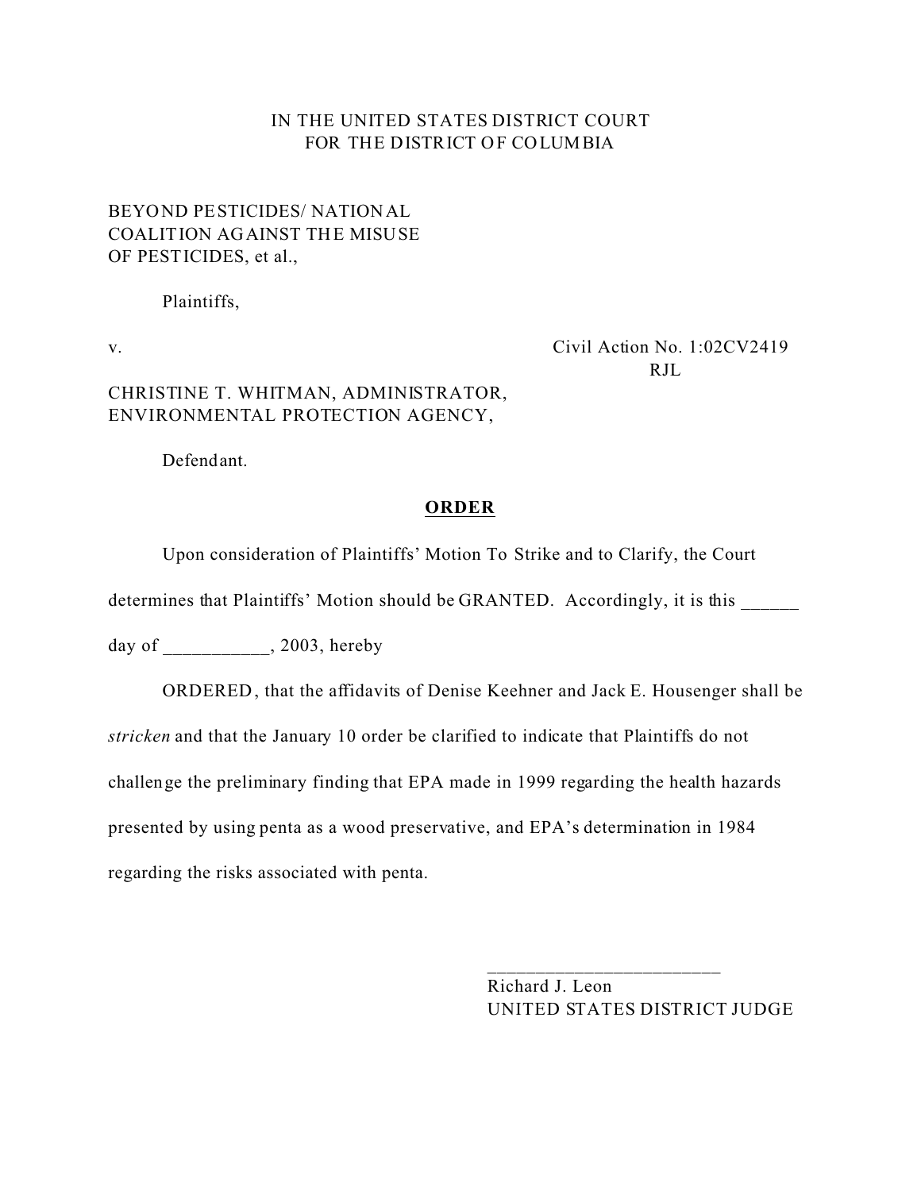IN THE UNITED STATES DISTRICT COURT
FOR THE DISTRICT OF COLUMBIA

BEYOND PESTICIDES/ NATIONAL
COALITION AGAINST THE MISUSE
OF PESTICIDES, et al.,

Plaintiffs,

v.

Civil Action No. 1:02CV2419
RJL

CHRISTINE T. WHITMAN, ADMINISTRATOR,
ENVIRONMENTAL PROTECTION AGENCY,

Defendant.

**ORDER**

Upon consideration of Plaintiffs' Motion To Strike and to Clarify, the Court determines that Plaintiffs' Motion should be GRANTED. Accordingly, it is this ______ day of ___________, 2003, hereby

ORDERED, that the affidavits of Denise Keehner and Jack E. Housenger shall be *stricken* and that the January 10 order be clarified to indicate that Plaintiffs do not challenge the preliminary finding that EPA made in 1999 regarding the health hazards presented by using penta as a wood preservative, and EPA's determination in 1984 regarding the risks associated with penta.

_________________________
Richard J. Leon
UNITED STATES DISTRICT JUDGE